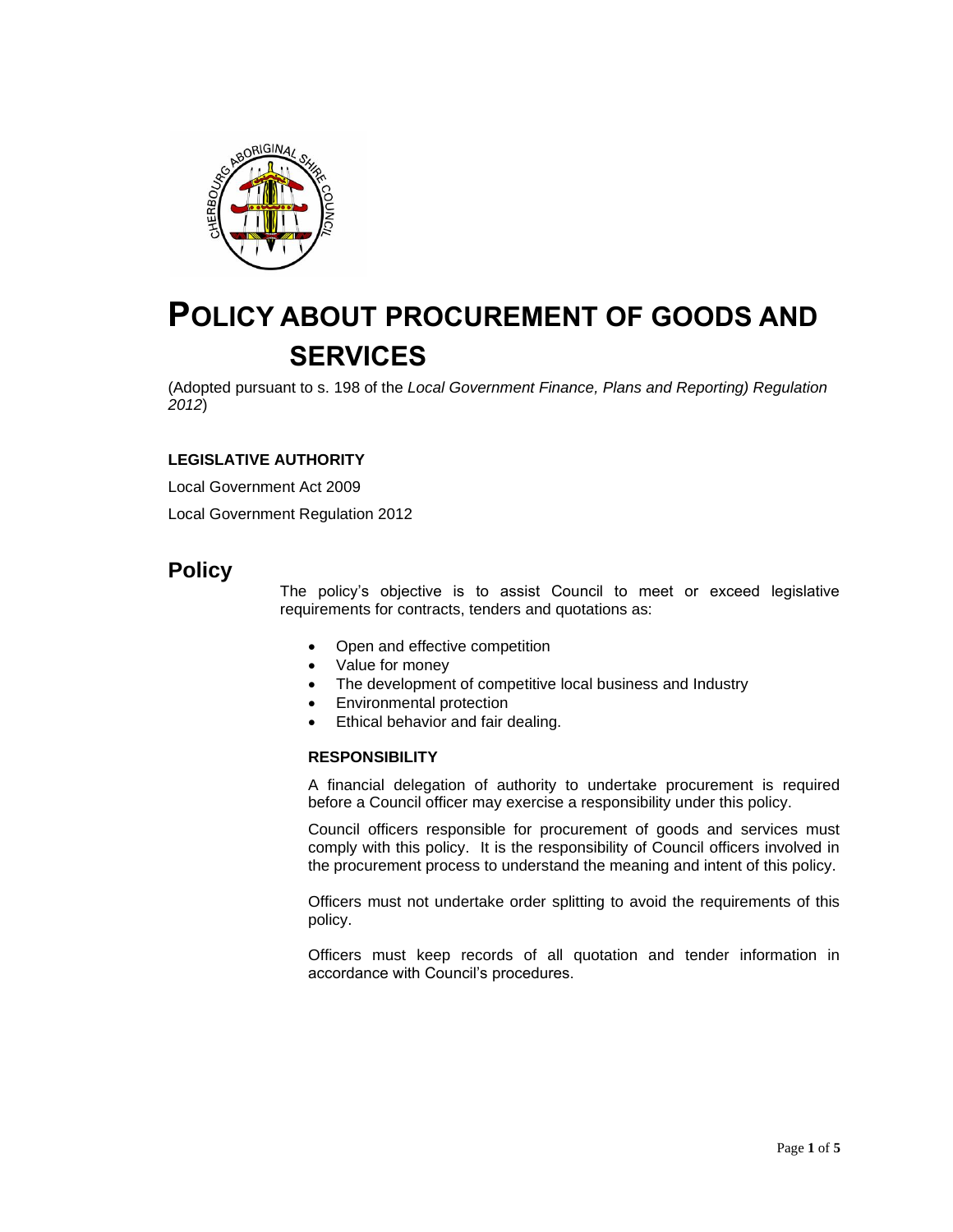# POLICY ABOUT PROCUREMENT OF GOODS AND SERVICES

(Adopted pursuant to s. 198 of the *Local Government Finance, Plans and Reporting) Regulation 2012*)

**LEGISLATIVE AUTHORITY**

Local Government Act 2009

Local Government Regulation 2012

## Policy

The policy's objective is to assist Council to meet or exceed legislative requirements for contracts, tenders and quotations as:

- Open and effective competition
- Value for money
- The development of competitive local business and Industry
- Environmental protection
- Ethical behavior and fair dealing.

**RESPONSIBILITY**

A financial delegation of authority to undertake procurement is required before a Council officer may exercise a responsibility under this policy.

Council officers responsible for procurement of goods and services must comply with this policy. It is the responsibility of Council officers involved in the procurement process to understand the meaning and intent of this policy.

Officers must not undertake order splitting to avoid the requirements of this policy.

Officers must keep records of all quotation and tender information in accordance with Council's procedures.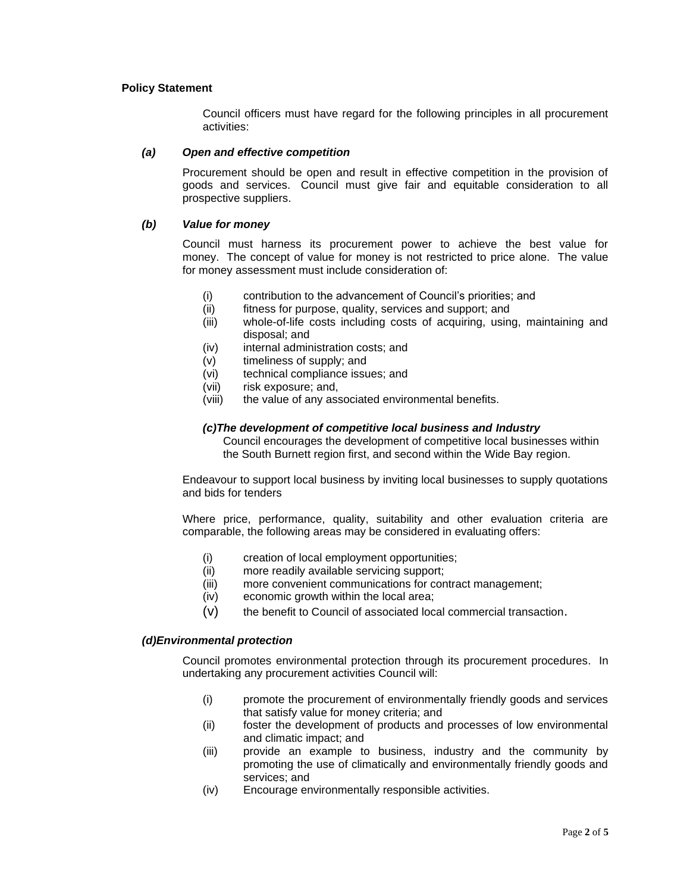**Policy Statement**

Council officers must have regard for the following principles in all procurement activities:

***(a) Open and effective competition***

Procurement should be open and result in effective competition in the provision of goods and services. Council must give fair and equitable consideration to all prospective suppliers.

***(b) Value for money***

Council must harness its procurement power to achieve the best value for money. The concept of value for money is not restricted to price alone. The value for money assessment must include consideration of:

(i) contribution to the advancement of Council's priorities; and
(ii) fitness for purpose, quality, services and support; and
(iii) whole-of-life costs including costs of acquiring, using, maintaining and disposal; and
(iv) internal administration costs; and
(v) timeliness of supply; and
(vi) technical compliance issues; and
(vii) risk exposure; and,
(viii) the value of any associated environmental benefits.

***(c)The development of competitive local business and Industry***

Council encourages the development of competitive local businesses within the South Burnett region first, and second within the Wide Bay region.

Endeavour to support local business by inviting local businesses to supply quotations and bids for tenders

Where price, performance, quality, suitability and other evaluation criteria are comparable, the following areas may be considered in evaluating offers:

(i) creation of local employment opportunities;
(ii) more readily available servicing support;
(iii) more convenient communications for contract management;
(iv) economic growth within the local area;
(v) the benefit to Council of associated local commercial transaction.

***(d)Environmental protection***

Council promotes environmental protection through its procurement procedures. In undertaking any procurement activities Council will:

(i) promote the procurement of environmentally friendly goods and services that satisfy value for money criteria; and
(ii) foster the development of products and processes of low environmental and climatic impact; and
(iii) provide an example to business, industry and the community by promoting the use of climatically and environmentally friendly goods and services; and
(iv) Encourage environmentally responsible activities.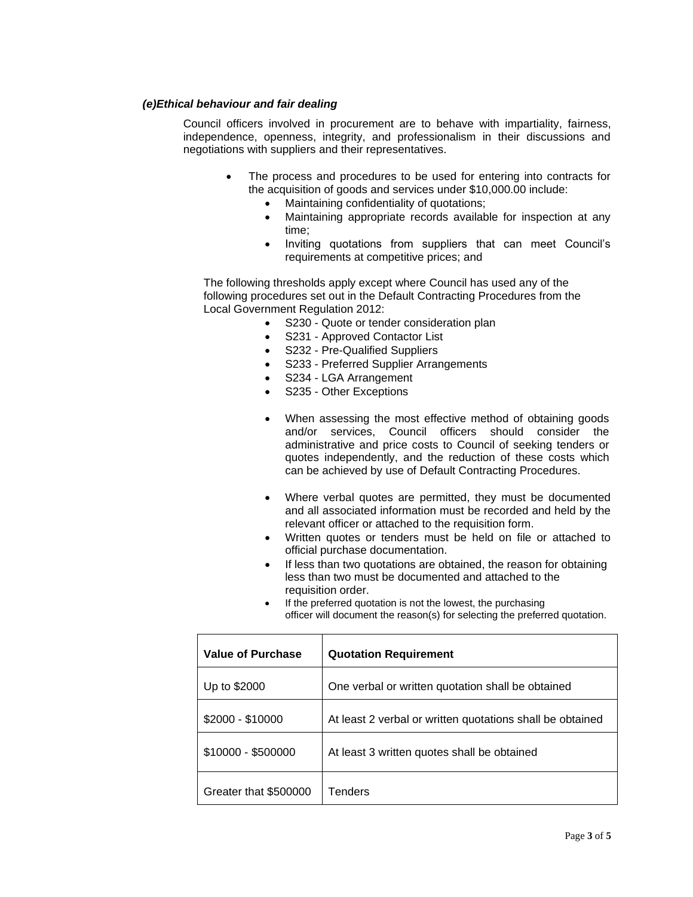***(e)Ethical behaviour and fair dealing***

Council officers involved in procurement are to behave with impartiality, fairness, independence, openness, integrity, and professionalism in their discussions and negotiations with suppliers and their representatives.

- The process and procedures to be used for entering into contracts for the acquisition of goods and services under $10,000.00 include:
  - Maintaining confidentiality of quotations;
  - Maintaining appropriate records available for inspection at any time;
  - Inviting quotations from suppliers that can meet Council's requirements at competitive prices; and

The following thresholds apply except where Council has used any of the following procedures set out in the Default Contracting Procedures from the Local Government Regulation 2012:

- S230 - Quote or tender consideration plan
- S231 - Approved Contactor List
- S232 - Pre-Qualified Suppliers
- S233 - Preferred Supplier Arrangements
- S234 - LGA Arrangement
- S235 - Other Exceptions

- When assessing the most effective method of obtaining goods and/or services, Council officers should consider the administrative and price costs to Council of seeking tenders or quotes independently, and the reduction of these costs which can be achieved by use of Default Contracting Procedures.

- Where verbal quotes are permitted, they must be documented and all associated information must be recorded and held by the relevant officer or attached to the requisition form.
- Written quotes or tenders must be held on file or attached to official purchase documentation.
- If less than two quotations are obtained, the reason for obtaining less than two must be documented and attached to the requisition order.
- If the preferred quotation is not the lowest, the purchasing officer will document the reason(s) for selecting the preferred quotation.

| **Value of Purchase** | **Quotation Requirement** |
|---|---|
| Up to $2000 | One verbal or written quotation shall be obtained |
| $2000 - $10000 | At least 2 verbal or written quotations shall be obtained |
| $10000 - $500000 | At least 3 written quotes shall be obtained |
| Greater that $500000 | Tenders |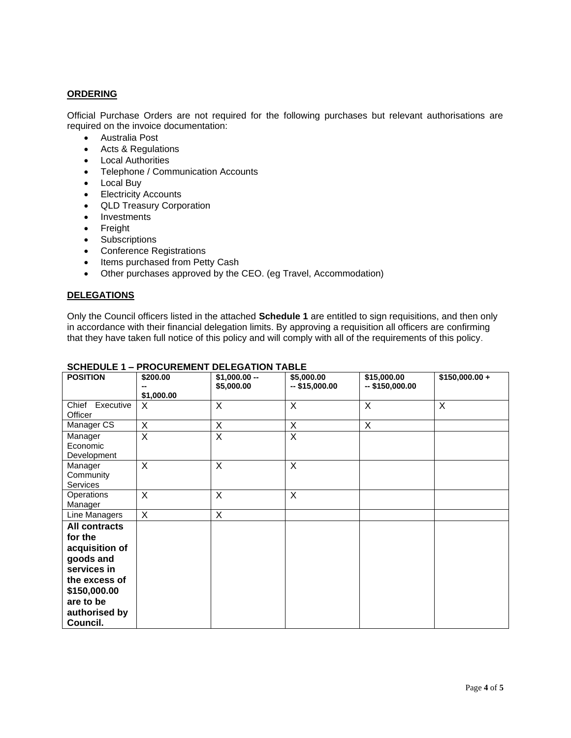## ORDERING

Official Purchase Orders are not required for the following purchases but relevant authorisations are required on the invoice documentation:

- Australia Post
- Acts & Regulations
- Local Authorities
- Telephone / Communication Accounts
- Local Buy
- Electricity Accounts
- QLD Treasury Corporation
- Investments
- Freight
- Subscriptions
- Conference Registrations
- Items purchased from Petty Cash
- Other purchases approved by the CEO. (eg Travel, Accommodation)

## DELEGATIONS

Only the Council officers listed in the attached **Schedule 1** are entitled to sign requisitions, and then only in accordance with their financial delegation limits. By approving a requisition all officers are confirming that they have taken full notice of this policy and will comply with all of the requirements of this policy.

**SCHEDULE 1 – PROCUREMENT DELEGATION TABLE**

| POSITION | $200.00 -- $1,000.00 | $1,000.00 -- $5,000.00 | $5,000.00 -- $15,000.00 | $15,000.00 -- $150,000.00 | $150,000.00 + |
|---|---|---|---|---|---|
| Chief Executive Officer | X | X | X | X | X |
| Manager CS | X | X | X | X | |
| Manager Economic Development | X | X | X | | |
| Manager Community Services | X | X | X | | |
| Operations Manager | X | X | X | | |
| Line Managers | X | X | | | |
| **All contracts for the acquisition of goods and services in the excess of $150,000.00 are to be authorised by Council.** | | | | | |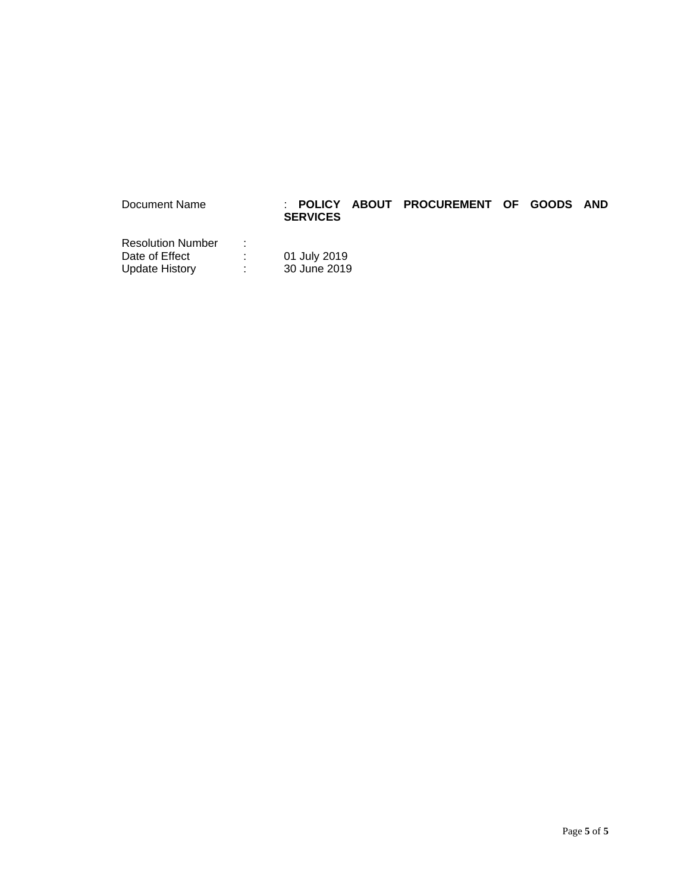| | | |
|---|---|---|
| Document Name | : | **POLICY ABOUT PROCUREMENT OF GOODS AND SERVICES** |
| Resolution Number | : | |
| Date of Effect | : | 01 July 2019 |
| Update History | : | 30 June 2019 |